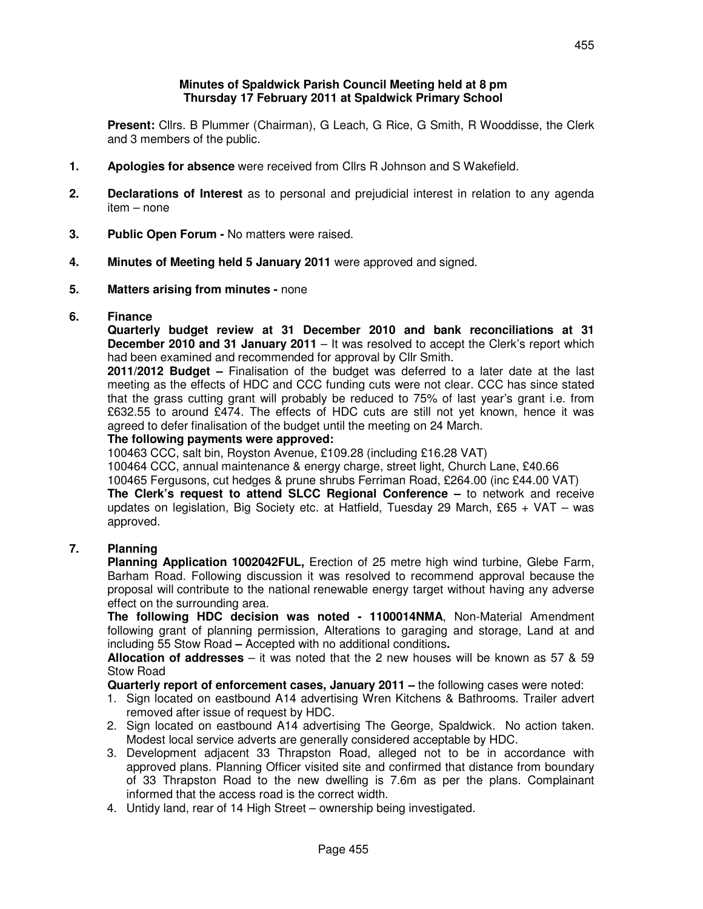**Minutes of Spaldwick Parish Council Meeting held at 8 pm**
**Thursday 17 February 2011 at Spaldwick Primary School**

**Present:** Cllrs. B Plummer (Chairman), G Leach, G Rice, G Smith, R Wooddisse, the Clerk and 3 members of the public.

**1. Apologies for absence** were received from Cllrs R Johnson and S Wakefield.

**2. Declarations of Interest** as to personal and prejudicial interest in relation to any agenda item – none

**3. Public Open Forum -** No matters were raised.

**4. Minutes of Meeting held 5 January 2011** were approved and signed.

**5. Matters arising from minutes -** none

**6. Finance**

**Quarterly budget review at 31 December 2010 and bank reconciliations at 31 December 2010 and 31 January 2011** – It was resolved to accept the Clerk's report which had been examined and recommended for approval by Cllr Smith.

**2011/2012 Budget –** Finalisation of the budget was deferred to a later date at the last meeting as the effects of HDC and CCC funding cuts were not clear. CCC has since stated that the grass cutting grant will probably be reduced to 75% of last year's grant i.e. from £632.55 to around £474. The effects of HDC cuts are still not yet known, hence it was agreed to defer finalisation of the budget until the meeting on 24 March.

**The following payments were approved:**

100463 CCC, salt bin, Royston Avenue, £109.28 (including £16.28 VAT)
100464 CCC, annual maintenance & energy charge, street light, Church Lane, £40.66
100465 Fergusons, cut hedges & prune shrubs Ferriman Road, £264.00 (inc £44.00 VAT)

**The Clerk's request to attend SLCC Regional Conference –** to network and receive updates on legislation, Big Society etc. at Hatfield, Tuesday 29 March, £65 + VAT – was approved.

**7. Planning**

**Planning Application 1002042FUL,** Erection of 25 metre high wind turbine, Glebe Farm, Barham Road. Following discussion it was resolved to recommend approval because the proposal will contribute to the national renewable energy target without having any adverse effect on the surrounding area.

**The following HDC decision was noted - 1100014NMA**, Non-Material Amendment following grant of planning permission, Alterations to garaging and storage, Land at and including 55 Stow Road **–** Accepted with no additional conditions**.**

**Allocation of addresses** – it was noted that the 2 new houses will be known as 57 & 59 Stow Road

**Quarterly report of enforcement cases, January 2011 –** the following cases were noted:

1. Sign located on eastbound A14 advertising Wren Kitchens & Bathrooms. Trailer advert removed after issue of request by HDC.
2. Sign located on eastbound A14 advertising The George, Spaldwick. No action taken. Modest local service adverts are generally considered acceptable by HDC.
3. Development adjacent 33 Thrapston Road, alleged not to be in accordance with approved plans. Planning Officer visited site and confirmed that distance from boundary of 33 Thrapston Road to the new dwelling is 7.6m as per the plans. Complainant informed that the access road is the correct width.
4. Untidy land, rear of 14 High Street – ownership being investigated.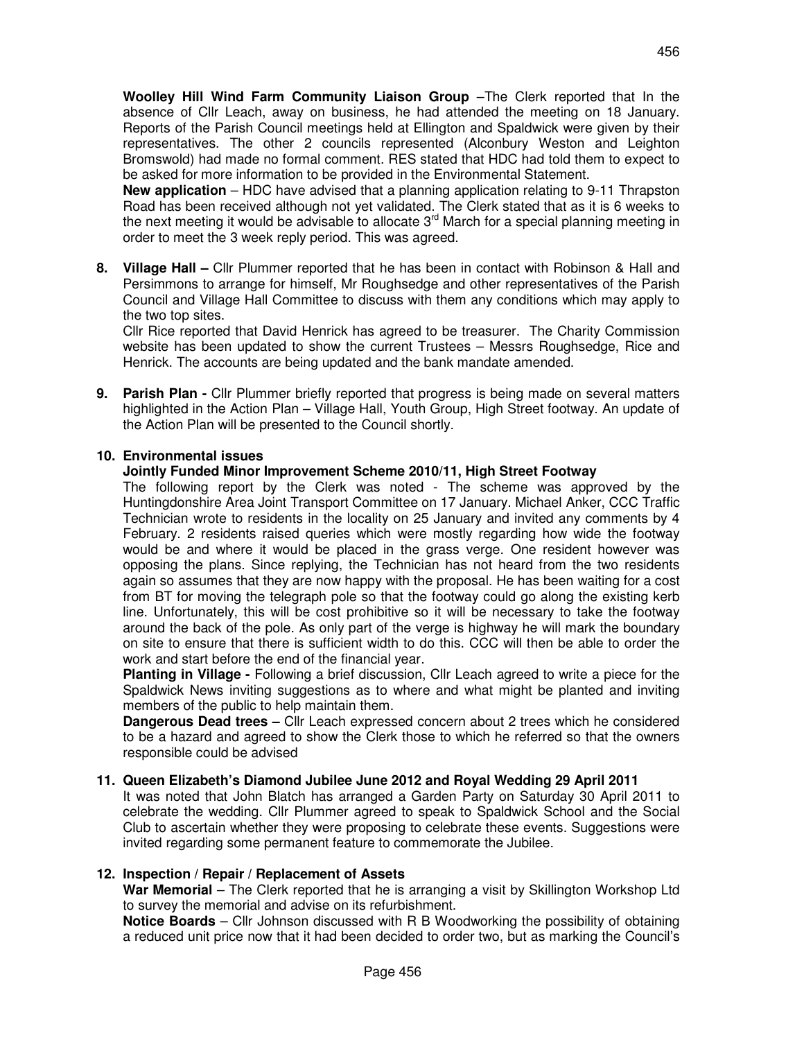**Woolley Hill Wind Farm Community Liaison Group** –The Clerk reported that In the absence of Cllr Leach, away on business, he had attended the meeting on 18 January. Reports of the Parish Council meetings held at Ellington and Spaldwick were given by their representatives. The other 2 councils represented (Alconbury Weston and Leighton Bromswold) had made no formal comment. RES stated that HDC had told them to expect to be asked for more information to be provided in the Environmental Statement.

**New application** – HDC have advised that a planning application relating to 9-11 Thrapston Road has been received although not yet validated. The Clerk stated that as it is 6 weeks to the next meeting it would be advisable to allocate 3rd March for a special planning meeting in order to meet the 3 week reply period. This was agreed.

8. **Village Hall –** Cllr Plummer reported that he has been in contact with Robinson & Hall and Persimmons to arrange for himself, Mr Roughsedge and other representatives of the Parish Council and Village Hall Committee to discuss with them any conditions which may apply to the two top sites.

   Cllr Rice reported that David Henrick has agreed to be treasurer. The Charity Commission website has been updated to show the current Trustees – Messrs Roughsedge, Rice and Henrick. The accounts are being updated and the bank mandate amended.

9. **Parish Plan -** Cllr Plummer briefly reported that progress is being made on several matters highlighted in the Action Plan – Village Hall, Youth Group, High Street footway. An update of the Action Plan will be presented to the Council shortly.

10. **Environmental issues**

    **Jointly Funded Minor Improvement Scheme 2010/11, High Street Footway**

    The following report by the Clerk was noted - The scheme was approved by the Huntingdonshire Area Joint Transport Committee on 17 January. Michael Anker, CCC Traffic Technician wrote to residents in the locality on 25 January and invited any comments by 4 February. 2 residents raised queries which were mostly regarding how wide the footway would be and where it would be placed in the grass verge. One resident however was opposing the plans. Since replying, the Technician has not heard from the two residents again so assumes that they are now happy with the proposal. He has been waiting for a cost from BT for moving the telegraph pole so that the footway could go along the existing kerb line. Unfortunately, this will be cost prohibitive so it will be necessary to take the footway around the back of the pole. As only part of the verge is highway he will mark the boundary on site to ensure that there is sufficient width to do this. CCC will then be able to order the work and start before the end of the financial year.

    **Planting in Village -** Following a brief discussion, Cllr Leach agreed to write a piece for the Spaldwick News inviting suggestions as to where and what might be planted and inviting members of the public to help maintain them.

    **Dangerous Dead trees –** Cllr Leach expressed concern about 2 trees which he considered to be a hazard and agreed to show the Clerk those to which he referred so that the owners responsible could be advised

11. **Queen Elizabeth's Diamond Jubilee June 2012 and Royal Wedding 29 April 2011**

    It was noted that John Blatch has arranged a Garden Party on Saturday 30 April 2011 to celebrate the wedding. Cllr Plummer agreed to speak to Spaldwick School and the Social Club to ascertain whether they were proposing to celebrate these events. Suggestions were invited regarding some permanent feature to commemorate the Jubilee.

12. **Inspection / Repair / Replacement of Assets**

    **War Memorial** – The Clerk reported that he is arranging a visit by Skillington Workshop Ltd to survey the memorial and advise on its refurbishment.

    **Notice Boards** – Cllr Johnson discussed with R B Woodworking the possibility of obtaining a reduced unit price now that it had been decided to order two, but as marking the Council's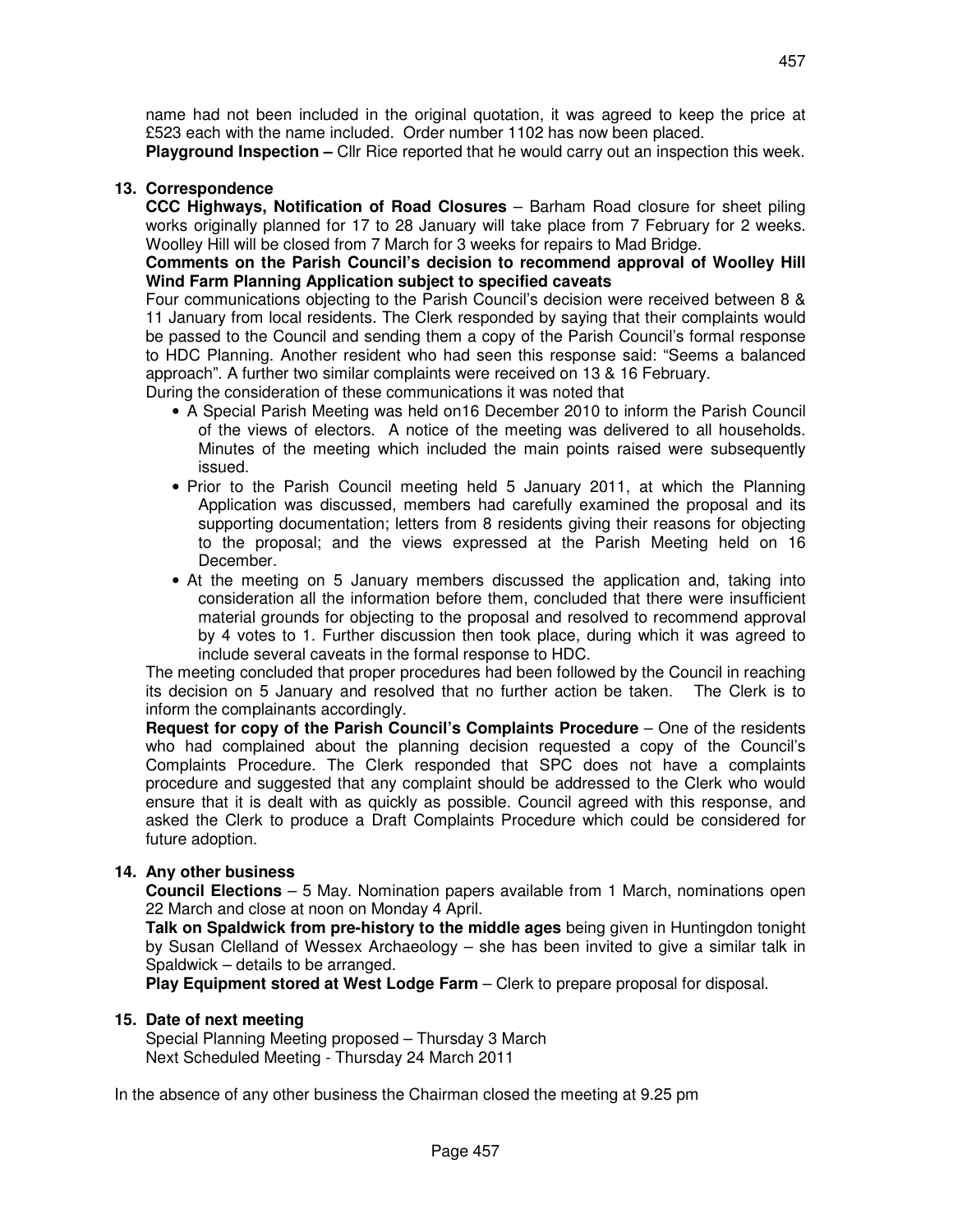name had not been included in the original quotation, it was agreed to keep the price at £523 each with the name included. Order number 1102 has now been placed.

**Playground Inspection –** Cllr Rice reported that he would carry out an inspection this week.

**13. Correspondence**

**CCC Highways, Notification of Road Closures** – Barham Road closure for sheet piling works originally planned for 17 to 28 January will take place from 7 February for 2 weeks. Woolley Hill will be closed from 7 March for 3 weeks for repairs to Mad Bridge.

**Comments on the Parish Council's decision to recommend approval of Woolley Hill Wind Farm Planning Application subject to specified caveats**

Four communications objecting to the Parish Council's decision were received between 8 & 11 January from local residents. The Clerk responded by saying that their complaints would be passed to the Council and sending them a copy of the Parish Council's formal response to HDC Planning. Another resident who had seen this response said: "Seems a balanced approach". A further two similar complaints were received on 13 & 16 February.

During the consideration of these communications it was noted that

- A Special Parish Meeting was held on16 December 2010 to inform the Parish Council of the views of electors. A notice of the meeting was delivered to all households. Minutes of the meeting which included the main points raised were subsequently issued.
- Prior to the Parish Council meeting held 5 January 2011, at which the Planning Application was discussed, members had carefully examined the proposal and its supporting documentation; letters from 8 residents giving their reasons for objecting to the proposal; and the views expressed at the Parish Meeting held on 16 December.
- At the meeting on 5 January members discussed the application and, taking into consideration all the information before them, concluded that there were insufficient material grounds for objecting to the proposal and resolved to recommend approval by 4 votes to 1. Further discussion then took place, during which it was agreed to include several caveats in the formal response to HDC.

The meeting concluded that proper procedures had been followed by the Council in reaching its decision on 5 January and resolved that no further action be taken. The Clerk is to inform the complainants accordingly.

**Request for copy of the Parish Council's Complaints Procedure** – One of the residents who had complained about the planning decision requested a copy of the Council's Complaints Procedure. The Clerk responded that SPC does not have a complaints procedure and suggested that any complaint should be addressed to the Clerk who would ensure that it is dealt with as quickly as possible. Council agreed with this response, and asked the Clerk to produce a Draft Complaints Procedure which could be considered for future adoption.

**14. Any other business**

**Council Elections** – 5 May. Nomination papers available from 1 March, nominations open 22 March and close at noon on Monday 4 April.

**Talk on Spaldwick from pre-history to the middle ages** being given in Huntingdon tonight by Susan Clelland of Wessex Archaeology – she has been invited to give a similar talk in Spaldwick – details to be arranged.

**Play Equipment stored at West Lodge Farm** – Clerk to prepare proposal for disposal.

**15. Date of next meeting**

Special Planning Meeting proposed – Thursday 3 March
Next Scheduled Meeting - Thursday 24 March 2011

In the absence of any other business the Chairman closed the meeting at 9.25 pm